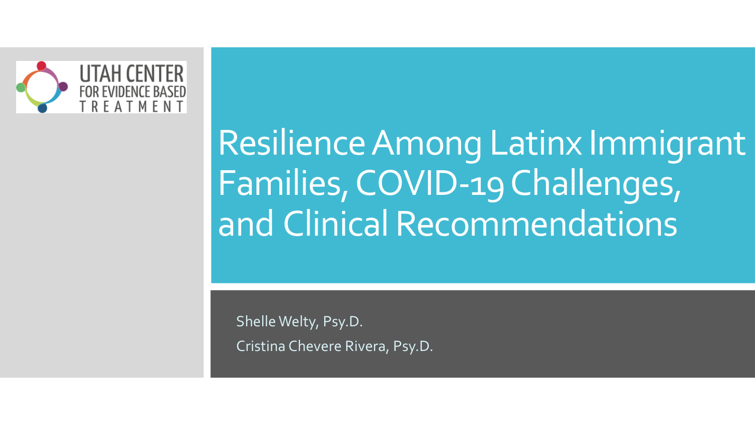UTAH CENTER FOR EVIDENCE BASED TREATMENT

# Resilience Among Latinx Immigrant Families, COVID-19 Challenges, and Clinical Recommendations

Shelle Welty, Psy.D.

Cristina Chevere Rivera, Psy.D.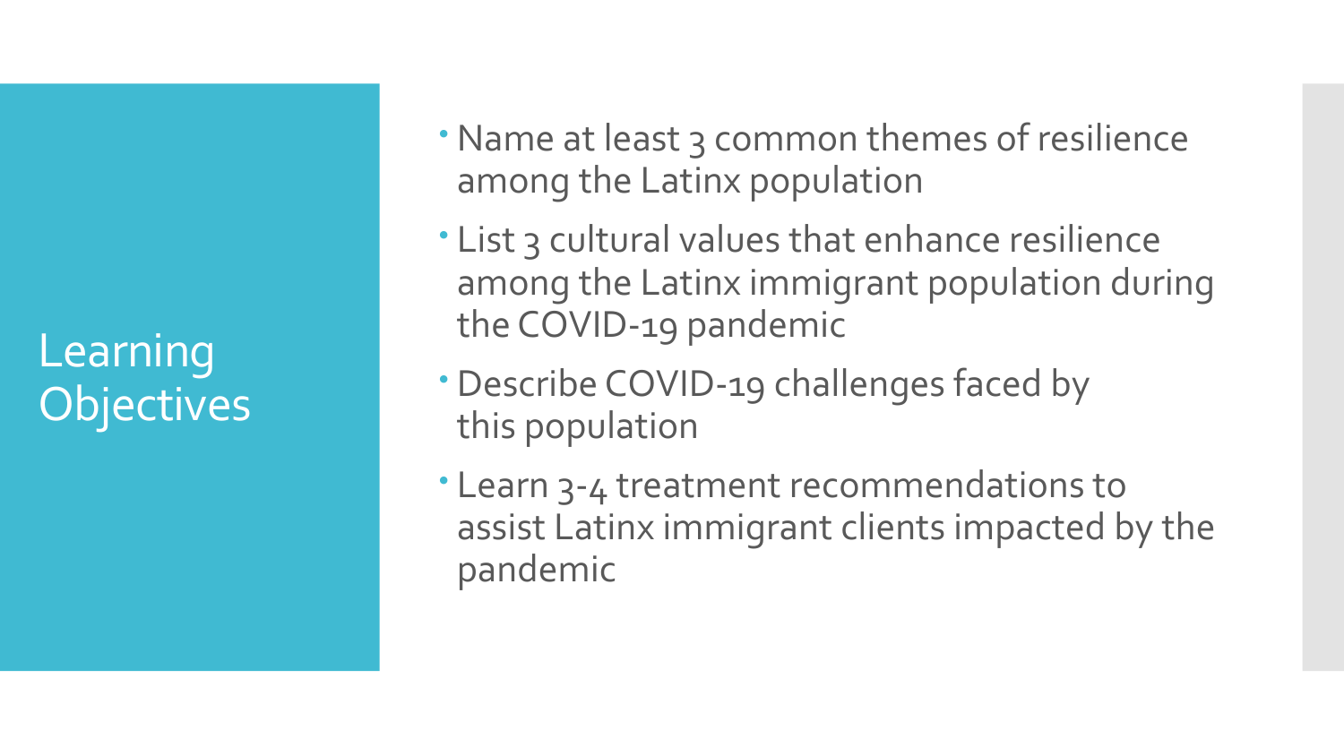# Learning Objectives

- Name at least 3 common themes of resilience among the Latinx population
- List 3 cultural values that enhance resilience among the Latinx immigrant population during the COVID-19 pandemic
- Describe COVID-19 challenges faced by this population
- Learn 3-4 treatment recommendations to assist Latinx immigrant clients impacted by the pandemic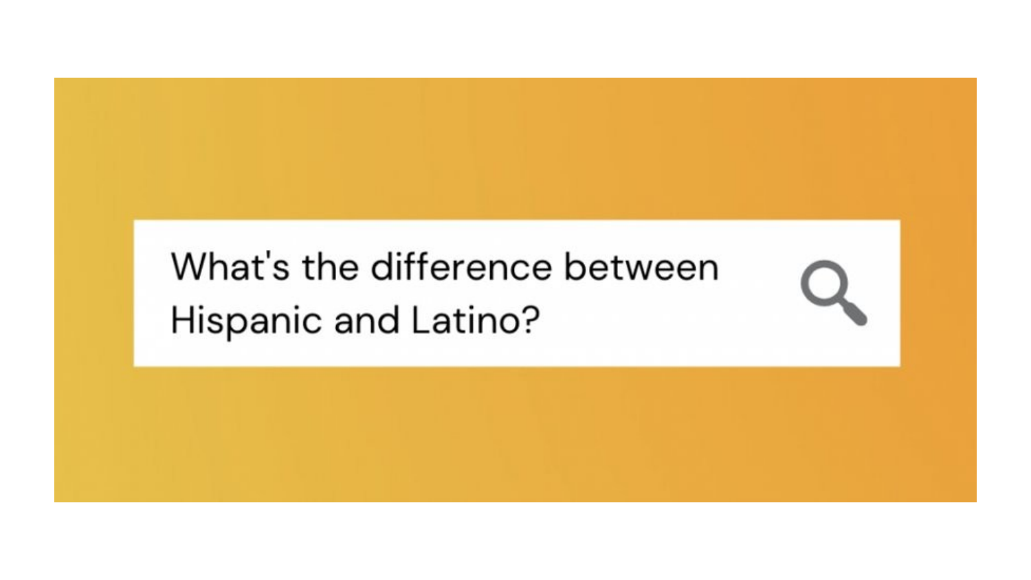What's the difference between Hispanic and Latino?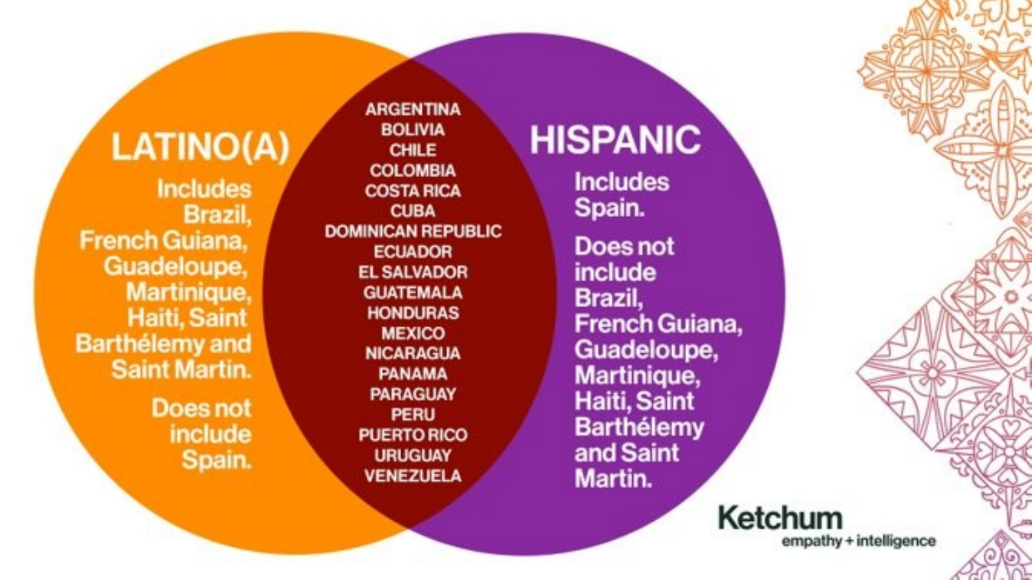## LATINO(A)

Includes Brazil, French Guiana, Guadeloupe, Martinique, Haiti, Saint Barthélemy and Saint Martin.

Does not include Spain.

ARGENTINA
BOLIVIA
CHILE
COLOMBIA
COSTA RICA
CUBA
DOMINICAN REPUBLIC
ECUADOR
EL SALVADOR
GUATEMALA
HONDURAS
MEXICO
NICARAGUA
PANAMA
PARAGUAY
PERU
PUERTO RICO
URUGUAY
VENEZUELA

## HISPANIC

Includes Spain.

Does not include Brazil, French Guiana, Guadeloupe, Martinique, Haiti, Saint Barthélemy and Saint Martin.

Ketchum
empathy + intelligence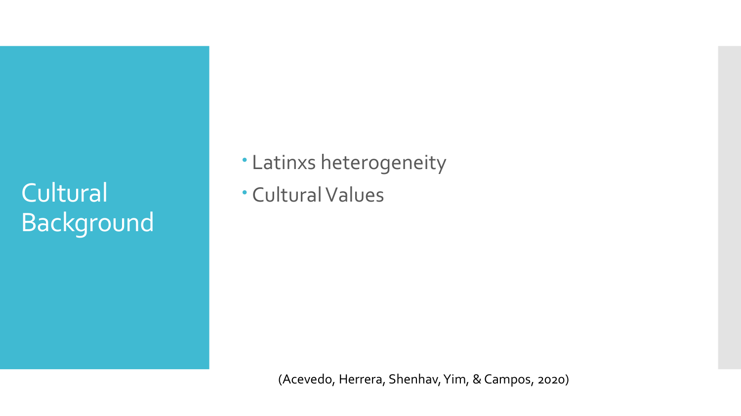# Cultural Background

- Latinxs heterogeneity
- Cultural Values

(Acevedo, Herrera, Shenhav, Yim, & Campos, 2020)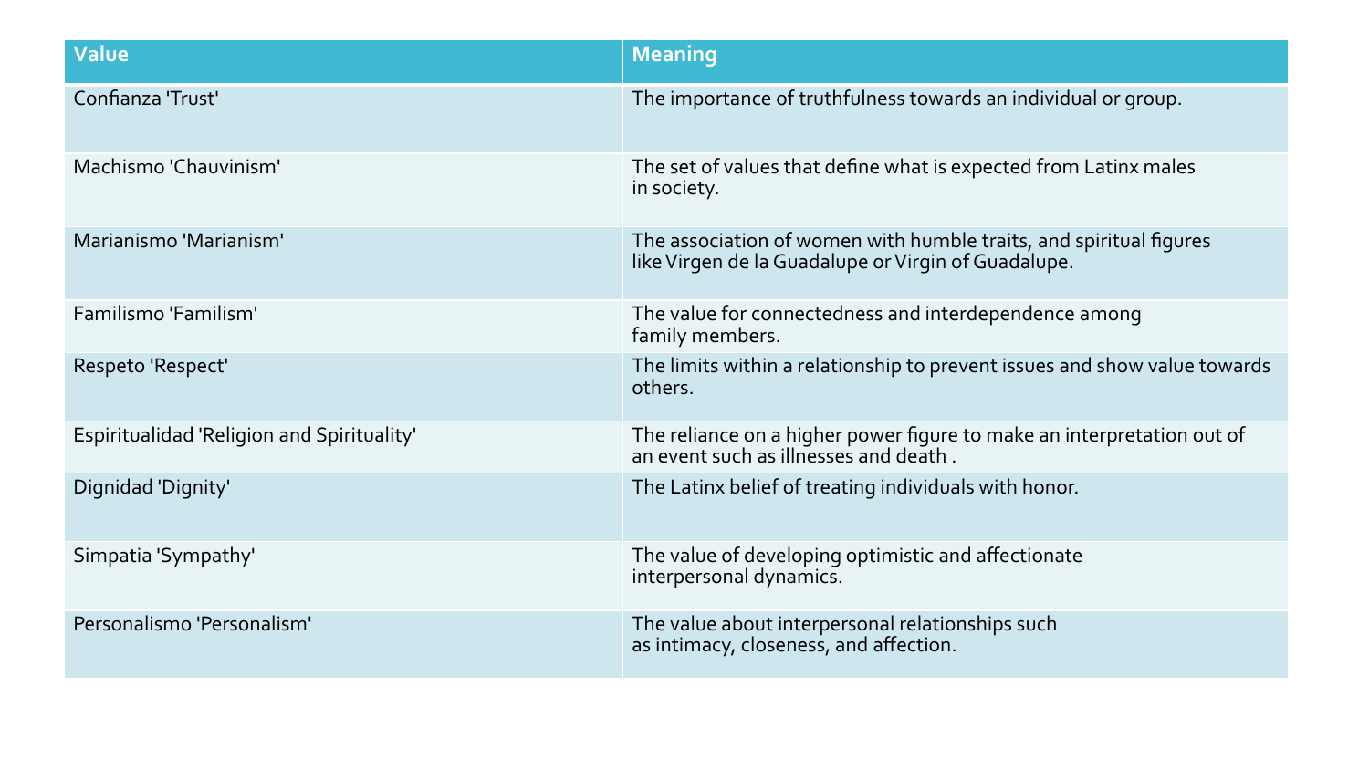| Value | Meaning |
|---|---|
| Confianza 'Trust' | The importance of truthfulness towards an individual or group. |
| Machismo 'Chauvinism' | The set of values that define what is expected from Latinx males in society. |
| Marianismo 'Marianism' | The association of women with humble traits, and spiritual figures like Virgen de la Guadalupe or Virgin of Guadalupe. |
| Familismo 'Familism' | The value for connectedness and interdependence among family members. |
| Respeto 'Respect' | The limits within a relationship to prevent issues and show value towards others. |
| Espiritualidad 'Religion and Spirituality' | The reliance on a higher power figure to make an interpretation out of an event such as illnesses and death . |
| Dignidad 'Dignity' | The Latinx belief of treating individuals with honor. |
| Simpatia 'Sympathy' | The value of developing optimistic and affectionate interpersonal dynamics. |
| Personalismo 'Personalism' | The value about interpersonal relationships such as intimacy, closeness, and affection. |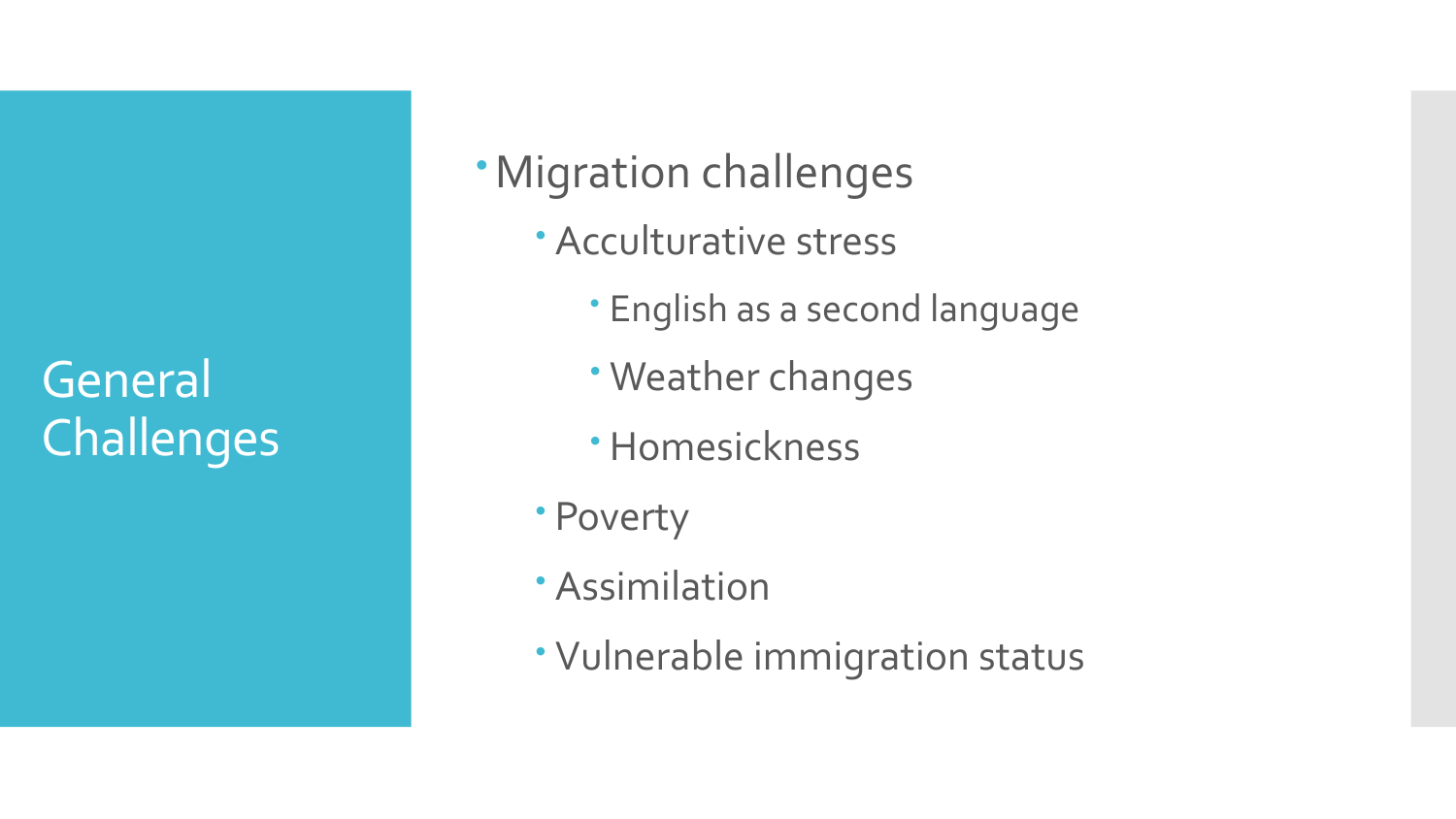# General Challenges

- Migration challenges
  - Acculturative stress
    - English as a second language
    - Weather changes
    - Homesickness
  - Poverty
  - Assimilation
  - Vulnerable immigration status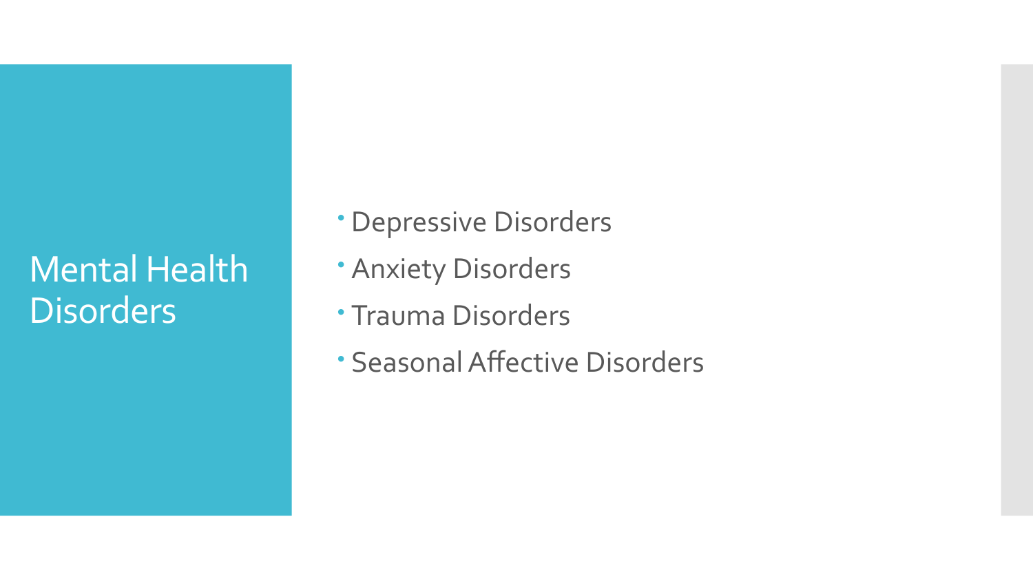# Mental Health Disorders

- Depressive Disorders
- Anxiety Disorders
- Trauma Disorders
- Seasonal Affective Disorders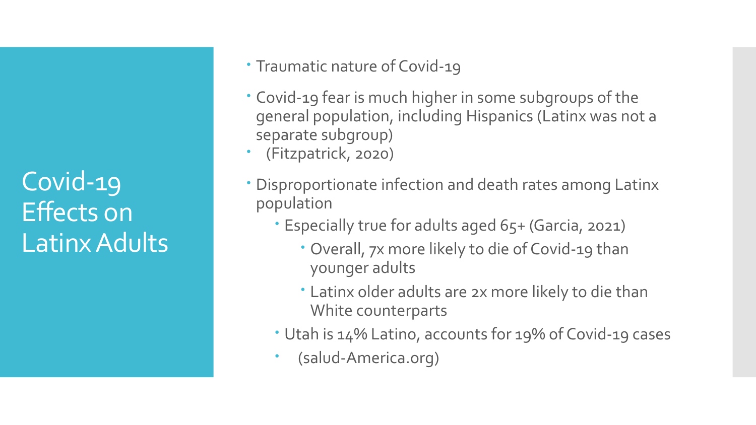# Covid-19 Effects on Latinx Adults

- Traumatic nature of Covid-19
- Covid-19 fear is much higher in some subgroups of the general population, including Hispanics (Latinx was not a separate subgroup)
- (Fitzpatrick, 2020)
- Disproportionate infection and death rates among Latinx population
  - Especially true for adults aged 65+ (Garcia, 2021)
    - Overall, 7x more likely to die of Covid-19 than younger adults
    - Latinx older adults are 2x more likely to die than White counterparts
  - Utah is 14% Latino, accounts for 19% of Covid-19 cases
  - (salud-America.org)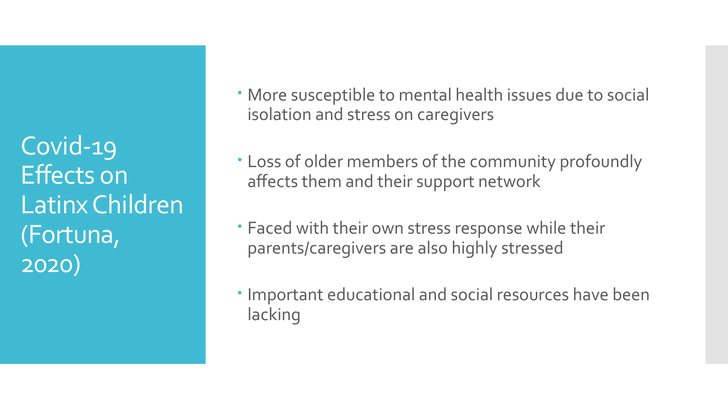# Covid-19 Effects on Latinx Children (Fortuna, 2020)

- More susceptible to mental health issues due to social isolation and stress on caregivers
- Loss of older members of the community profoundly affects them and their support network
- Faced with their own stress response while their parents/caregivers are also highly stressed
- Important educational and social resources have been lacking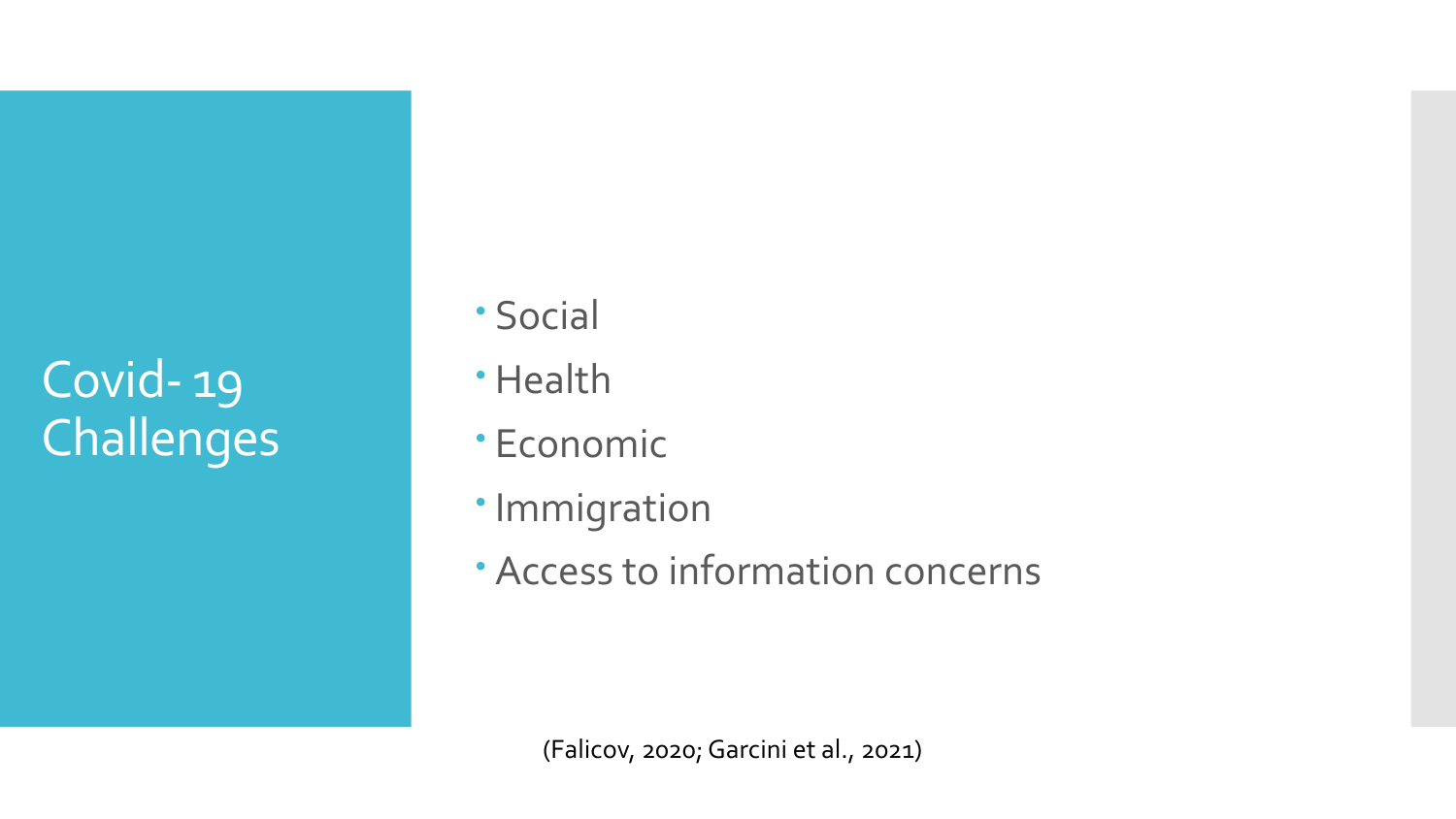# Covid- 19 Challenges

- Social
- Health
- Economic
- Immigration
- Access to information concerns

(Falicov, 2020; Garcini et al., 2021)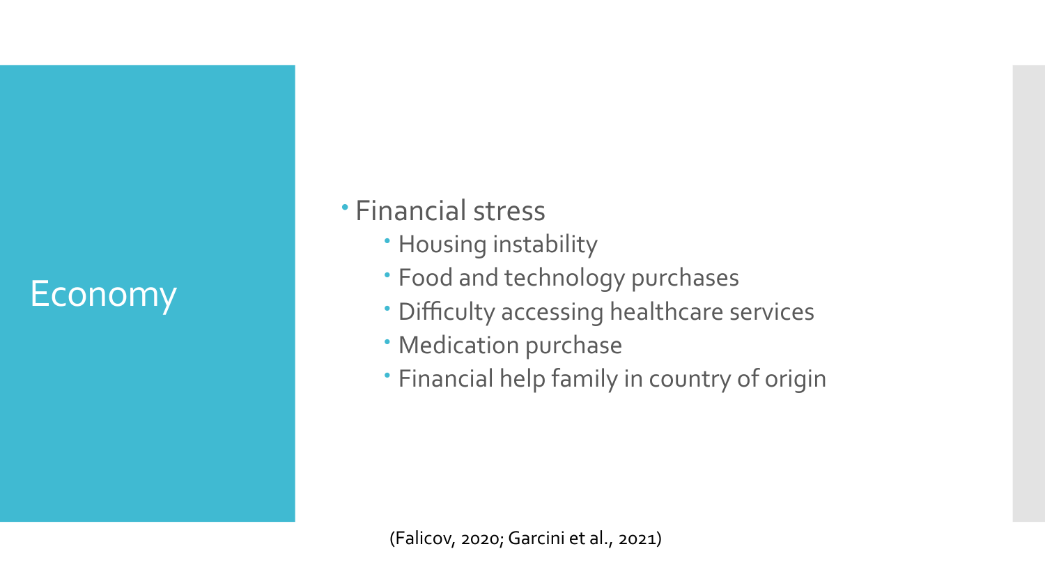# Economy

- Financial stress
  - Housing instability
  - Food and technology purchases
  - Difficulty accessing healthcare services
  - Medication purchase
  - Financial help family in country of origin

(Falicov, 2020; Garcini et al., 2021)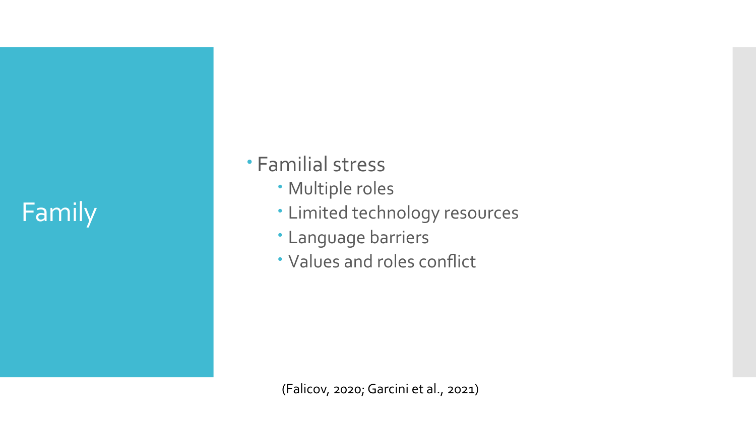# Family

- Familial stress
  - Multiple roles
  - Limited technology resources
  - Language barriers
  - Values and roles conflict

(Falicov, 2020; Garcini et al., 2021)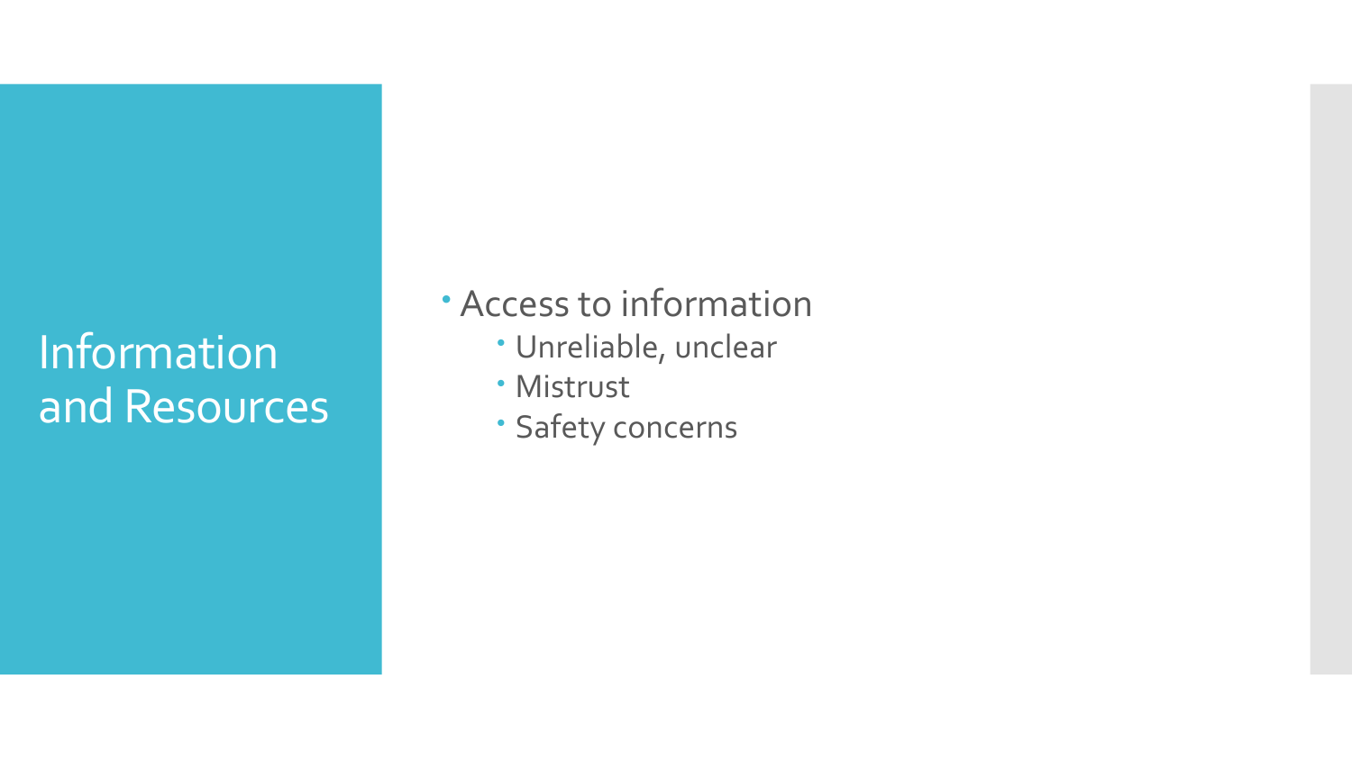# Information and Resources

- Access to information
  - Unreliable, unclear
  - Mistrust
  - Safety concerns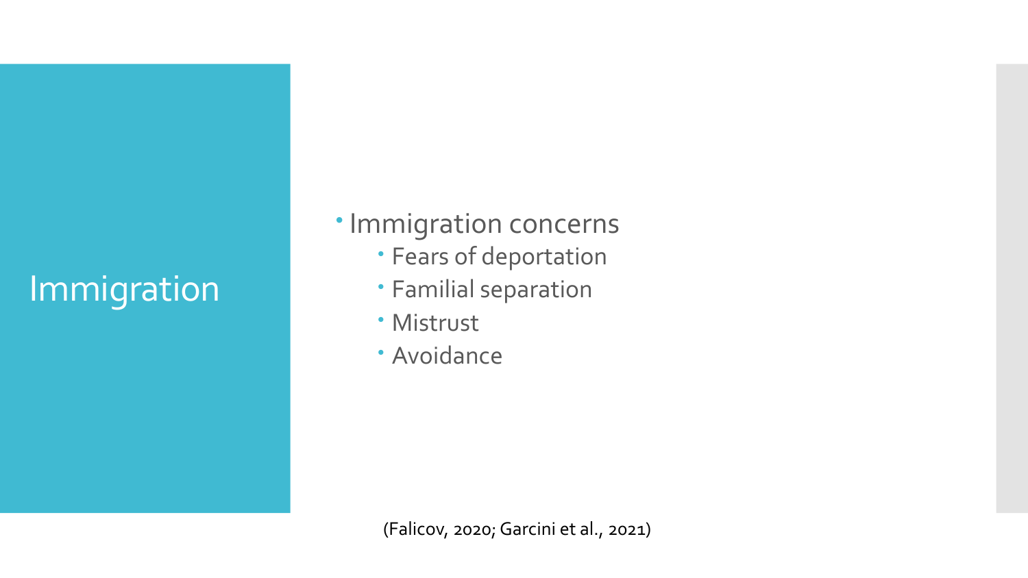# Immigration

- Immigration concerns
  - Fears of deportation
  - Familial separation
  - Mistrust
  - Avoidance

(Falicov, 2020; Garcini et al., 2021)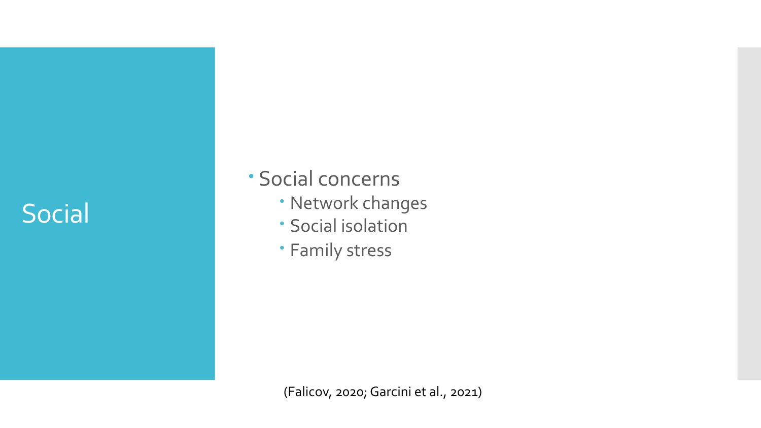# Social

- Social concerns
  - Network changes
  - Social isolation
  - Family stress

(Falicov, 2020; Garcini et al., 2021)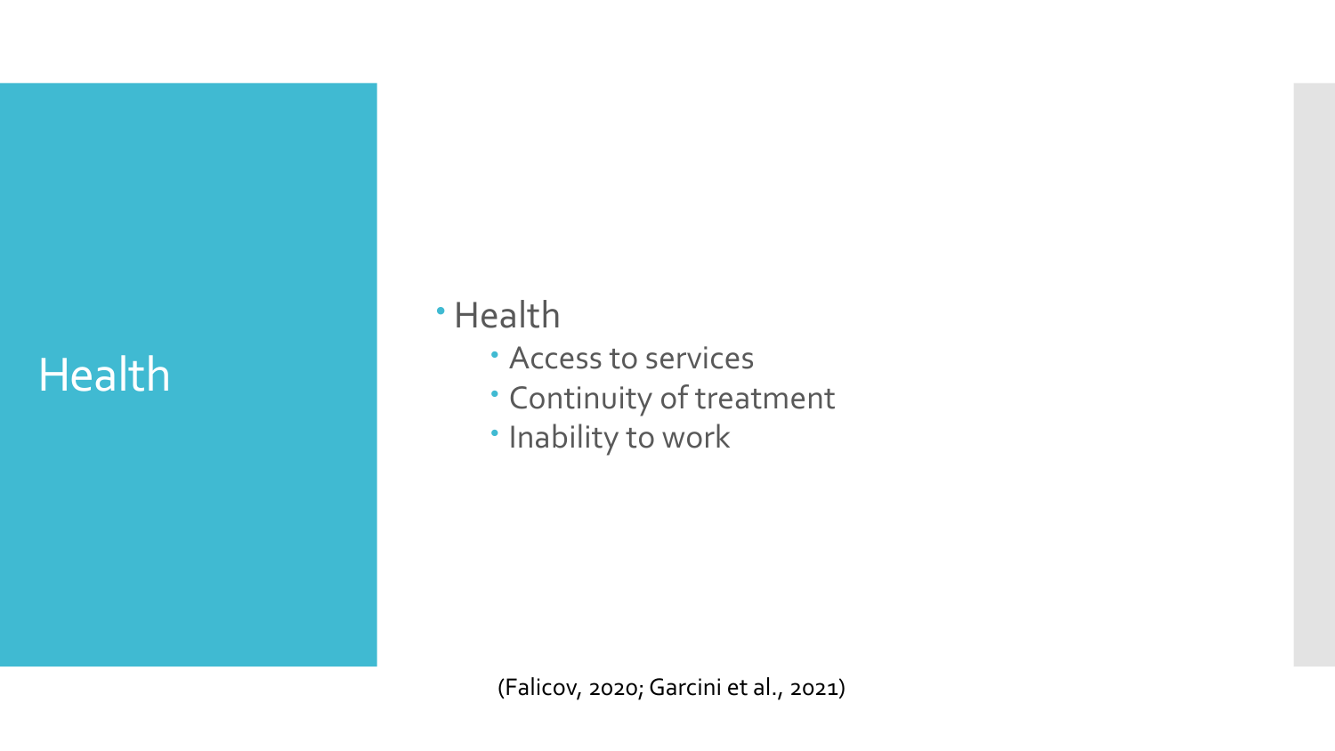# Health

- Health
  - Access to services
  - Continuity of treatment
  - Inability to work

(Falicov, 2020; Garcini et al., 2021)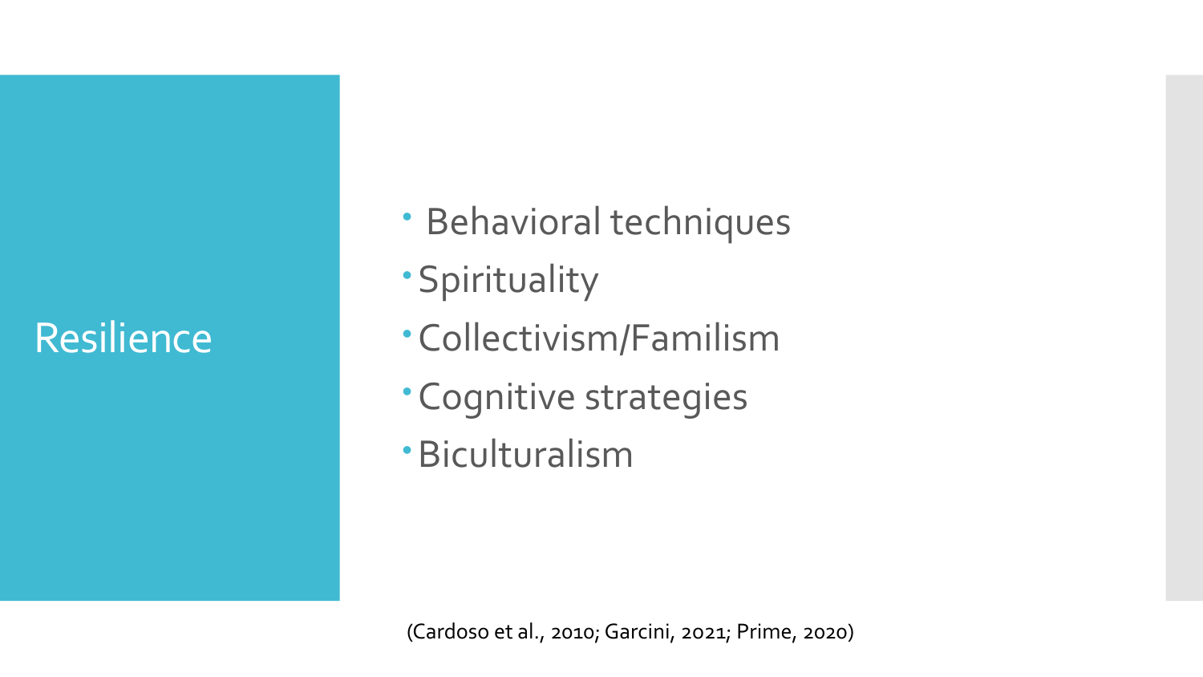# Resilience

- Behavioral techniques
- Spirituality
- Collectivism/Familism
- Cognitive strategies
- Biculturalism

(Cardoso et al., 2010; Garcini, 2021; Prime, 2020)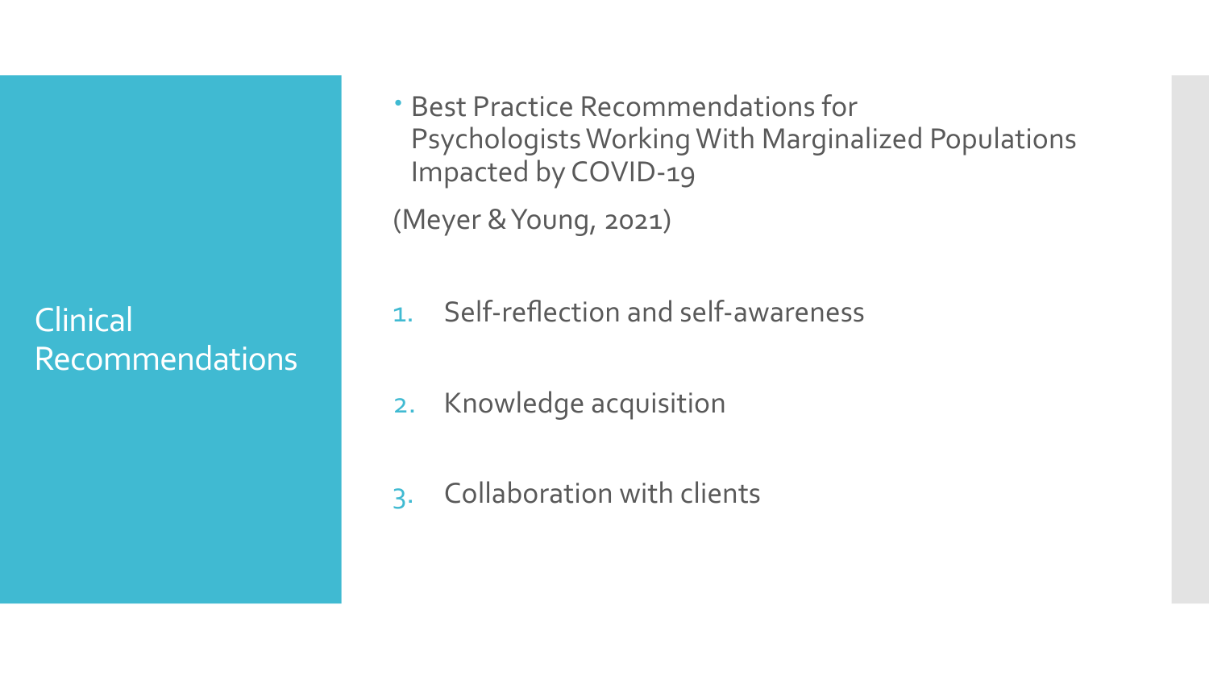# Clinical Recommendations

- Best Practice Recommendations for Psychologists Working With Marginalized Populations Impacted by COVID-19

(Meyer & Young, 2021)

1. Self-reflection and self-awareness

2. Knowledge acquisition

3. Collaboration with clients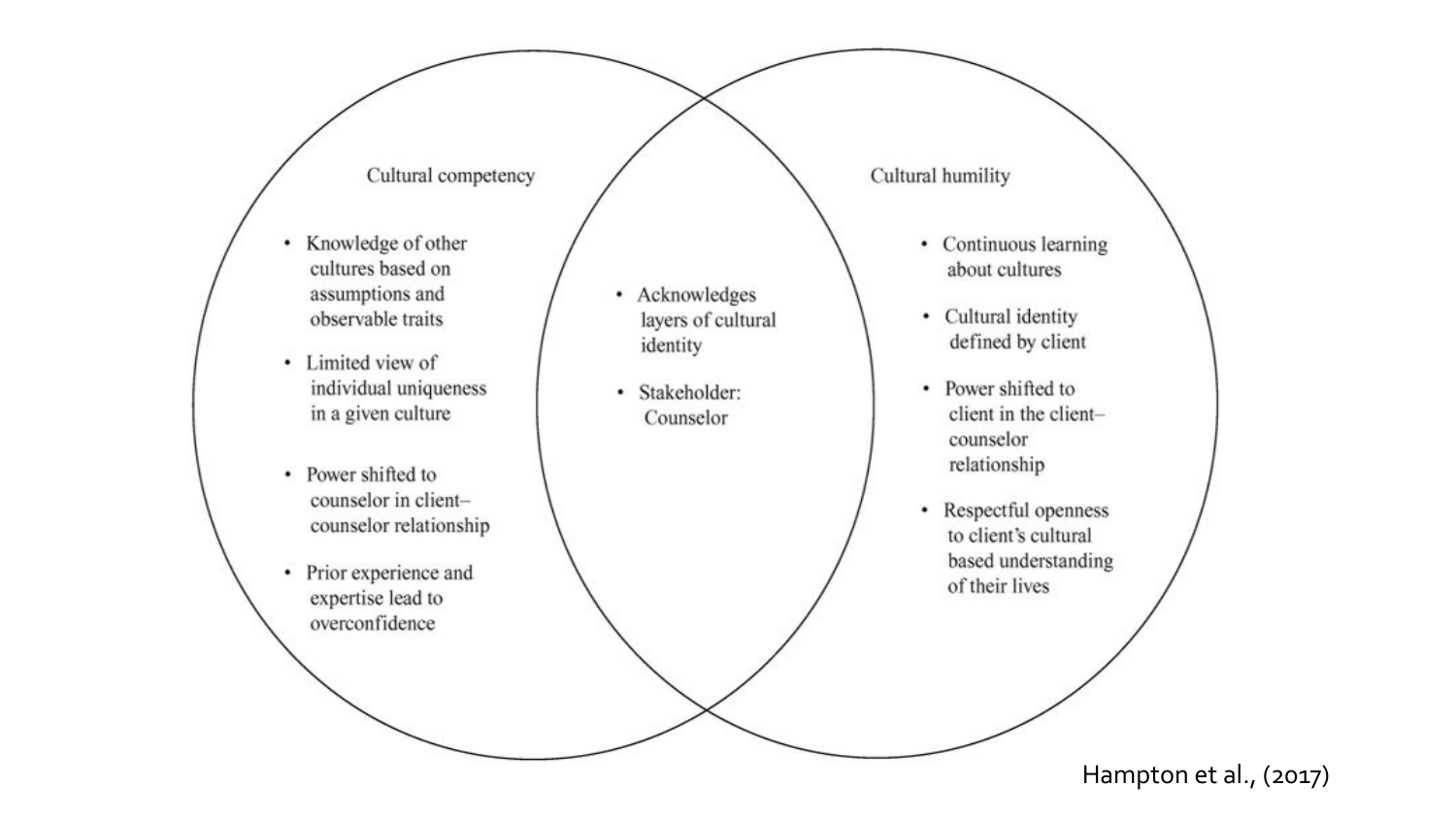Cultural competency

- Knowledge of other cultures based on assumptions and observable traits
- Limited view of individual uniqueness in a given culture
- Power shifted to counselor in client–counselor relationship
- Prior experience and expertise lead to overconfidence

- Acknowledges layers of cultural identity
- Stakeholder: Counselor

Cultural humility

- Continuous learning about cultures
- Cultural identity defined by client
- Power shifted to client in the client–counselor relationship
- Respectful openness to client's cultural based understanding of their lives

Hampton et al., (2017)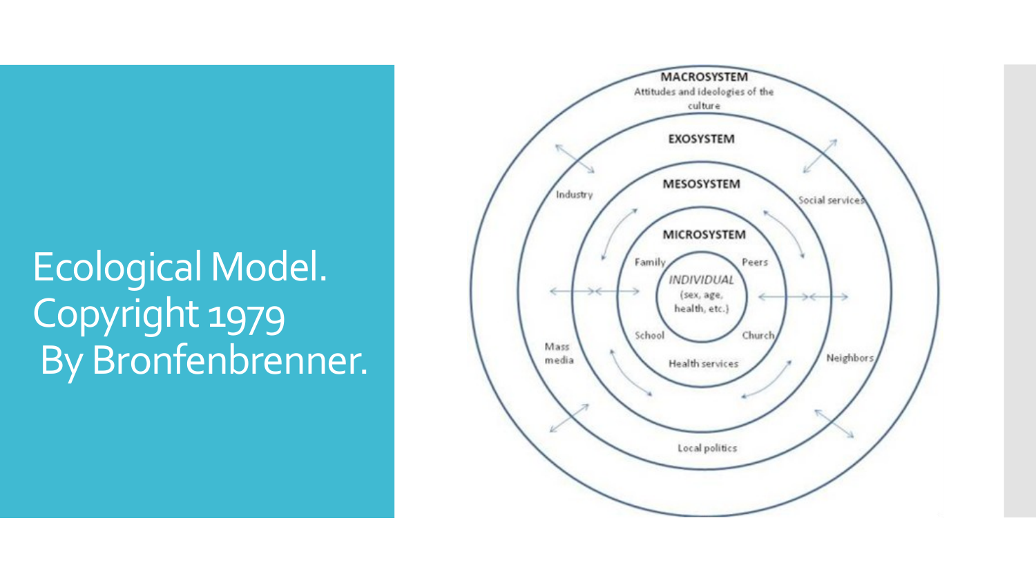# Ecological Model. Copyright 1979 By Bronfenbrenner.

MACROSYSTEM
Attitudes and ideologies of the culture

EXOSYSTEM

MESOSYSTEM

MICROSYSTEM

INDIVIDUAL
(sex, age, health, etc.)

Family

Peers

School

Church

Health services

Industry

Social services

Mass media

Neighbors

Local politics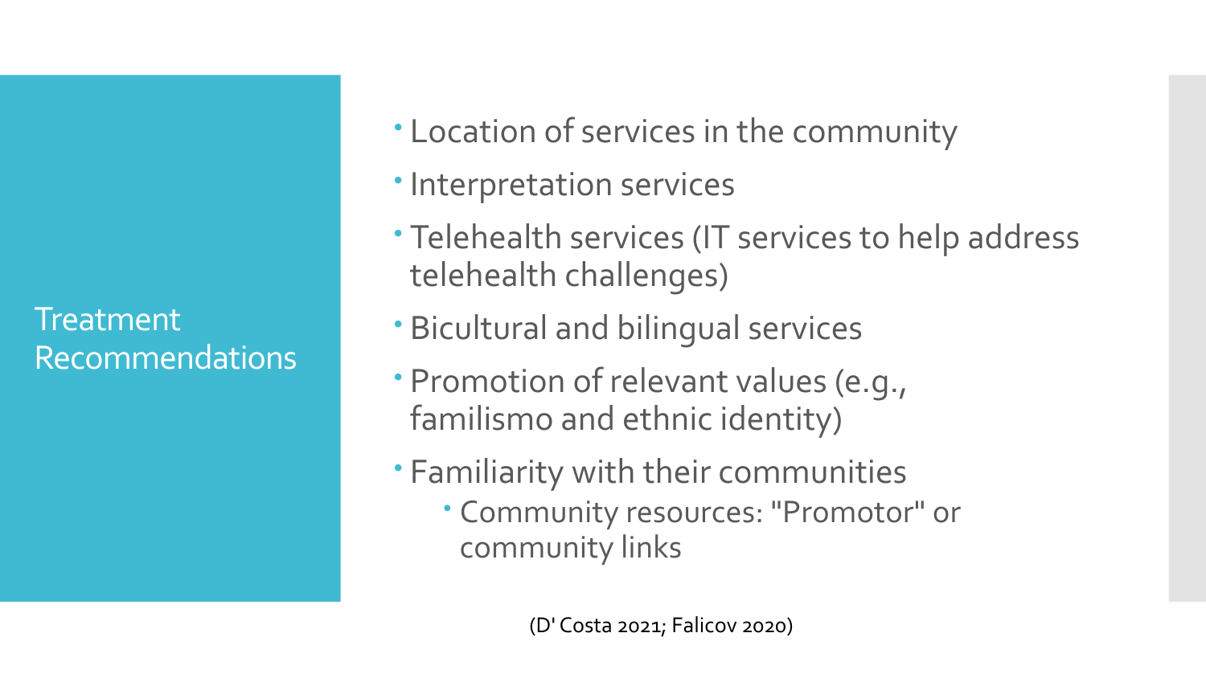# Treatment Recommendations

- Location of services in the community
- Interpretation services
- Telehealth services (IT services to help address telehealth challenges)
- Bicultural and bilingual services
- Promotion of relevant values (e.g., familismo and ethnic identity)
- Familiarity with their communities
  - Community resources: "Promotor" or community links

(D' Costa 2021; Falicov 2020)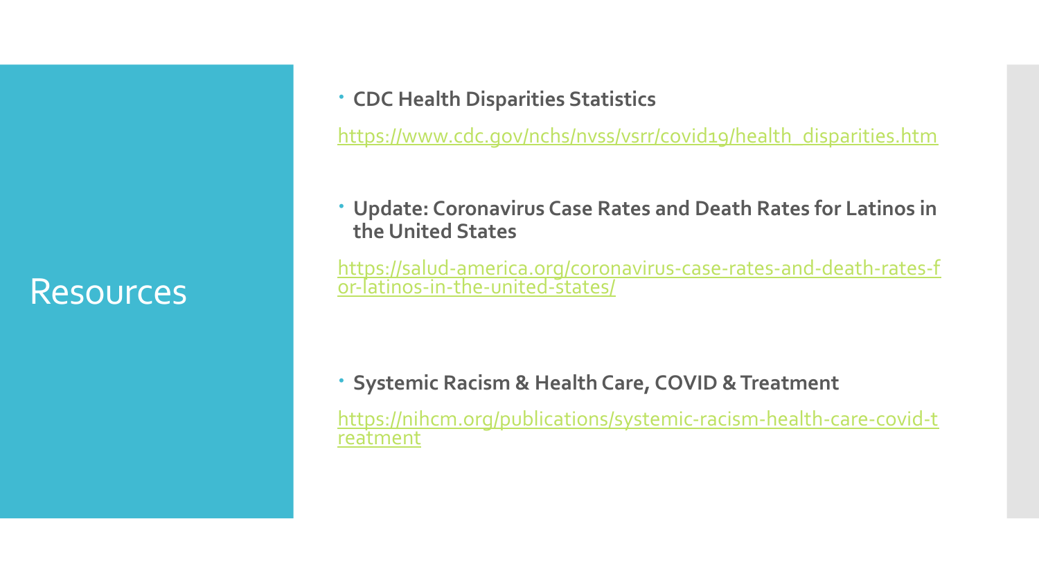# Resources

- **CDC Health Disparities Statistics**

https://www.cdc.gov/nchs/nvss/vsrr/covid19/health_disparities.htm

- **Update: Coronavirus Case Rates and Death Rates for Latinos in the United States**

https://salud-america.org/coronavirus-case-rates-and-death-rates-for-latinos-in-the-united-states/

- **Systemic Racism & Health Care, COVID & Treatment**

https://nihcm.org/publications/systemic-racism-health-care-covid-treatment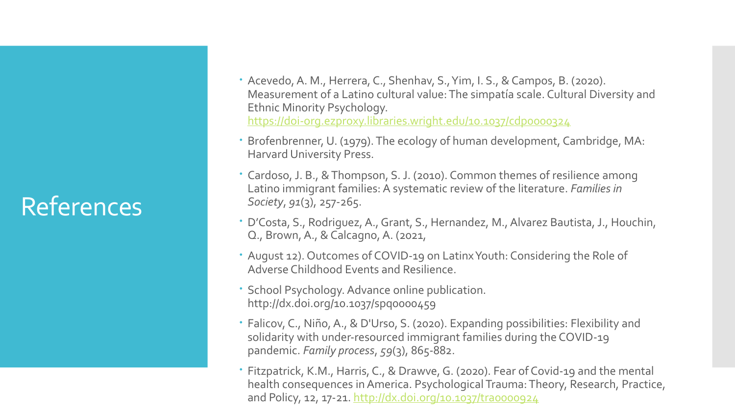# References

- Acevedo, A. M., Herrera, C., Shenhav, S., Yim, I. S., & Campos, B. (2020). Measurement of a Latino cultural value: The simpatía scale. Cultural Diversity and Ethnic Minority Psychology. https://doi-org.ezproxy.libraries.wright.edu/10.1037/cdp0000324
- Brofenbrenner, U. (1979). The ecology of human development, Cambridge, MA: Harvard University Press.
- Cardoso, J. B., & Thompson, S. J. (2010). Common themes of resilience among Latino immigrant families: A systematic review of the literature. *Families in Society*, *91*(3), 257-265.
- D'Costa, S., Rodriguez, A., Grant, S., Hernandez, M., Alvarez Bautista, J., Houchin, Q., Brown, A., & Calcagno, A. (2021,
- August 12). Outcomes of COVID-19 on Latinx Youth: Considering the Role of Adverse Childhood Events and Resilience.
- School Psychology. Advance online publication. http://dx.doi.org/10.1037/spq0000459
- Falicov, C., Niño, A., & D'Urso, S. (2020). Expanding possibilities: Flexibility and solidarity with under-resourced immigrant families during the COVID-19 pandemic. *Family process*, *59*(3), 865-882.
- Fitzpatrick, K.M., Harris, C., & Drawve, G. (2020). Fear of Covid-19 and the mental health consequences in America. Psychological Trauma: Theory, Research, Practice, and Policy, 12, 17-21. http://dx.doi.org/10.1037/tra0000924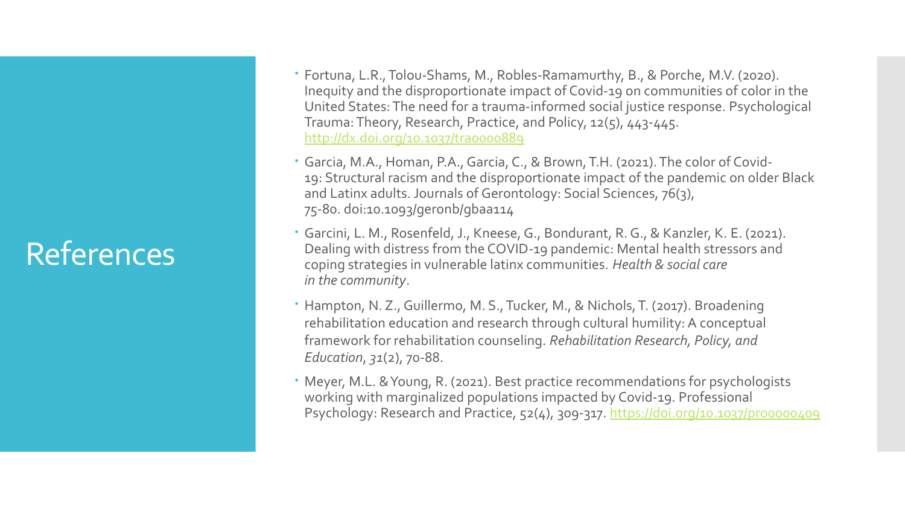# References

- Fortuna, L.R., Tolou-Shams, M., Robles-Ramamurthy, B., & Porche, M.V. (2020). Inequity and the disproportionate impact of Covid-19 on communities of color in the United States: The need for a trauma-informed social justice response. Psychological Trauma: Theory, Research, Practice, and Policy, 12(5), 443-445. http://dx.doi.org/10.1037/tra0000889
- Garcia, M.A., Homan, P.A., Garcia, C., & Brown, T.H. (2021). The color of Covid-19: Structural racism and the disproportionate impact of the pandemic on older Black and Latinx adults. Journals of Gerontology: Social Sciences, 76(3), 75-80. doi:10.1093/geronb/gbaa114
- Garcini, L. M., Rosenfeld, J., Kneese, G., Bondurant, R. G., & Kanzler, K. E. (2021). Dealing with distress from the COVID-19 pandemic: Mental health stressors and coping strategies in vulnerable latinx communities. *Health & social care in the community*.
- Hampton, N. Z., Guillermo, M. S., Tucker, M., & Nichols, T. (2017). Broadening rehabilitation education and research through cultural humility: A conceptual framework for rehabilitation counseling. *Rehabilitation Research, Policy, and Education*, *31*(2), 70-88.
- Meyer, M.L. & Young, R. (2021). Best practice recommendations for psychologists working with marginalized populations impacted by Covid-19. Professional Psychology: Research and Practice, 52(4), 309-317. https://doi.org/10.1037/pro0000409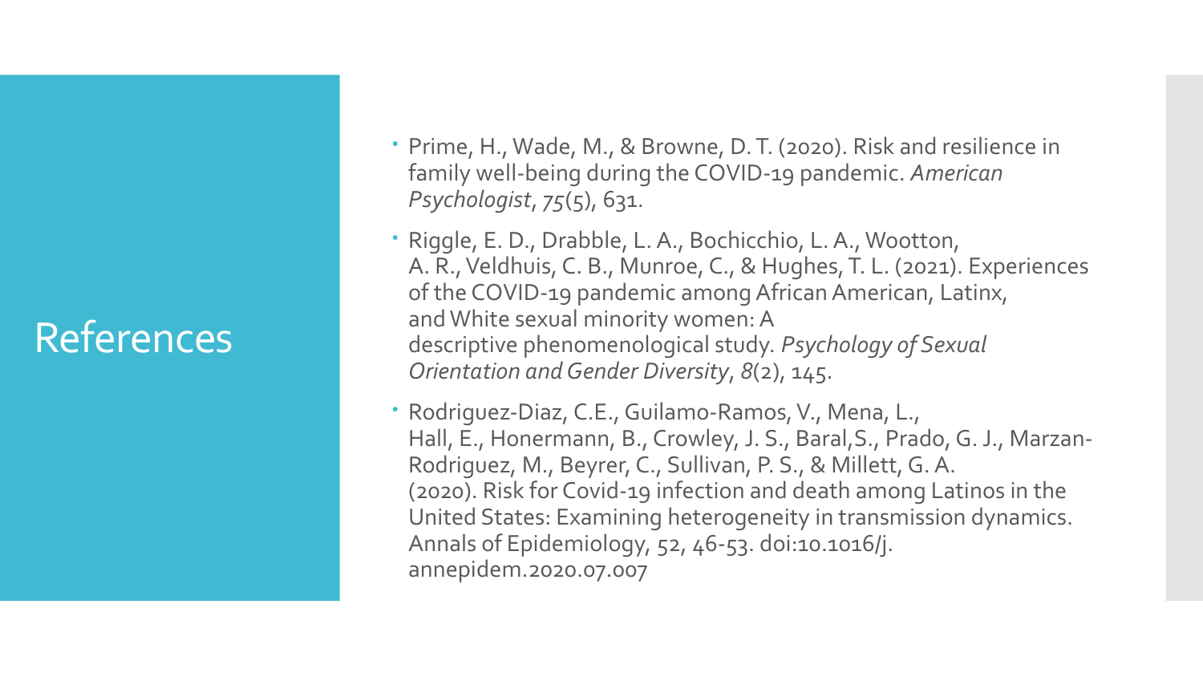# References

- Prime, H., Wade, M., & Browne, D. T. (2020). Risk and resilience in family well-being during the COVID-19 pandemic. *American Psychologist*, *75*(5), 631.
- Riggle, E. D., Drabble, L. A., Bochicchio, L. A., Wootton, A. R., Veldhuis, C. B., Munroe, C., & Hughes, T. L. (2021). Experiences of the COVID-19 pandemic among African American, Latinx, and White sexual minority women: A descriptive phenomenological study. *Psychology of Sexual Orientation and Gender Diversity*, *8*(2), 145.
- Rodriguez-Diaz, C.E., Guilamo-Ramos, V., Mena, L., Hall, E., Honermann, B., Crowley, J. S., Baral,S., Prado, G. J., Marzan-Rodriguez, M., Beyrer, C., Sullivan, P. S., & Millett, G. A. (2020). Risk for Covid-19 infection and death among Latinos in the United States: Examining heterogeneity in transmission dynamics. Annals of Epidemiology, 52, 46-53. doi:10.1016/j. annepidem.2020.07.007